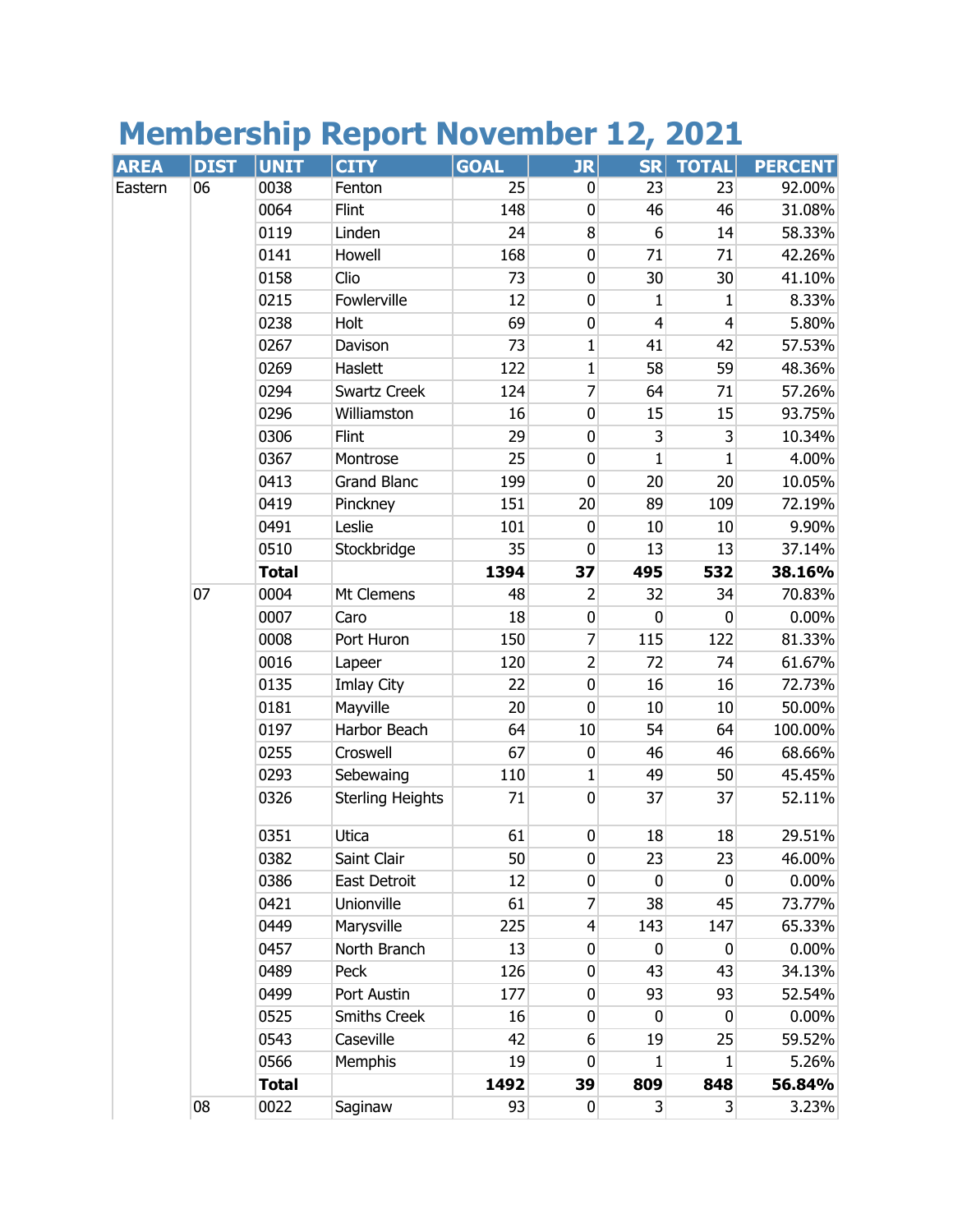# Membership Report November 12, 2021

| AREA | DIST | UNIT | CITY | GOAL | JR | SR | TOTAL | PERCENT |
|---|---|---|---|---|---|---|---|---|
| Eastern | 06 | 0038 | Fenton | 25 | 0 | 23 | 23 | 92.00% |
| | | 0064 | Flint | 148 | 0 | 46 | 46 | 31.08% |
| | | 0119 | Linden | 24 | 8 | 6 | 14 | 58.33% |
| | | 0141 | Howell | 168 | 0 | 71 | 71 | 42.26% |
| | | 0158 | Clio | 73 | 0 | 30 | 30 | 41.10% |
| | | 0215 | Fowlerville | 12 | 0 | 1 | 1 | 8.33% |
| | | 0238 | Holt | 69 | 0 | 4 | 4 | 5.80% |
| | | 0267 | Davison | 73 | 1 | 41 | 42 | 57.53% |
| | | 0269 | Haslett | 122 | 1 | 58 | 59 | 48.36% |
| | | 0294 | Swartz Creek | 124 | 7 | 64 | 71 | 57.26% |
| | | 0296 | Williamston | 16 | 0 | 15 | 15 | 93.75% |
| | | 0306 | Flint | 29 | 0 | 3 | 3 | 10.34% |
| | | 0367 | Montrose | 25 | 0 | 1 | 1 | 4.00% |
| | | 0413 | Grand Blanc | 199 | 0 | 20 | 20 | 10.05% |
| | | 0419 | Pinckney | 151 | 20 | 89 | 109 | 72.19% |
| | | 0491 | Leslie | 101 | 0 | 10 | 10 | 9.90% |
| | | 0510 | Stockbridge | 35 | 0 | 13 | 13 | 37.14% |
| | | **Total** | | **1394** | **37** | **495** | **532** | **38.16%** |
| | 07 | 0004 | Mt Clemens | 48 | 2 | 32 | 34 | 70.83% |
| | | 0007 | Caro | 18 | 0 | 0 | 0 | 0.00% |
| | | 0008 | Port Huron | 150 | 7 | 115 | 122 | 81.33% |
| | | 0016 | Lapeer | 120 | 2 | 72 | 74 | 61.67% |
| | | 0135 | Imlay City | 22 | 0 | 16 | 16 | 72.73% |
| | | 0181 | Mayville | 20 | 0 | 10 | 10 | 50.00% |
| | | 0197 | Harbor Beach | 64 | 10 | 54 | 64 | 100.00% |
| | | 0255 | Croswell | 67 | 0 | 46 | 46 | 68.66% |
| | | 0293 | Sebewaing | 110 | 1 | 49 | 50 | 45.45% |
| | | 0326 | Sterling Heights | 71 | 0 | 37 | 37 | 52.11% |
| | | 0351 | Utica | 61 | 0 | 18 | 18 | 29.51% |
| | | 0382 | Saint Clair | 50 | 0 | 23 | 23 | 46.00% |
| | | 0386 | East Detroit | 12 | 0 | 0 | 0 | 0.00% |
| | | 0421 | Unionville | 61 | 7 | 38 | 45 | 73.77% |
| | | 0449 | Marysville | 225 | 4 | 143 | 147 | 65.33% |
| | | 0457 | North Branch | 13 | 0 | 0 | 0 | 0.00% |
| | | 0489 | Peck | 126 | 0 | 43 | 43 | 34.13% |
| | | 0499 | Port Austin | 177 | 0 | 93 | 93 | 52.54% |
| | | 0525 | Smiths Creek | 16 | 0 | 0 | 0 | 0.00% |
| | | 0543 | Caseville | 42 | 6 | 19 | 25 | 59.52% |
| | | 0566 | Memphis | 19 | 0 | 1 | 1 | 5.26% |
| | | **Total** | | **1492** | **39** | **809** | **848** | **56.84%** |
| | 08 | 0022 | Saginaw | 93 | 0 | 3 | 3 | 3.23% |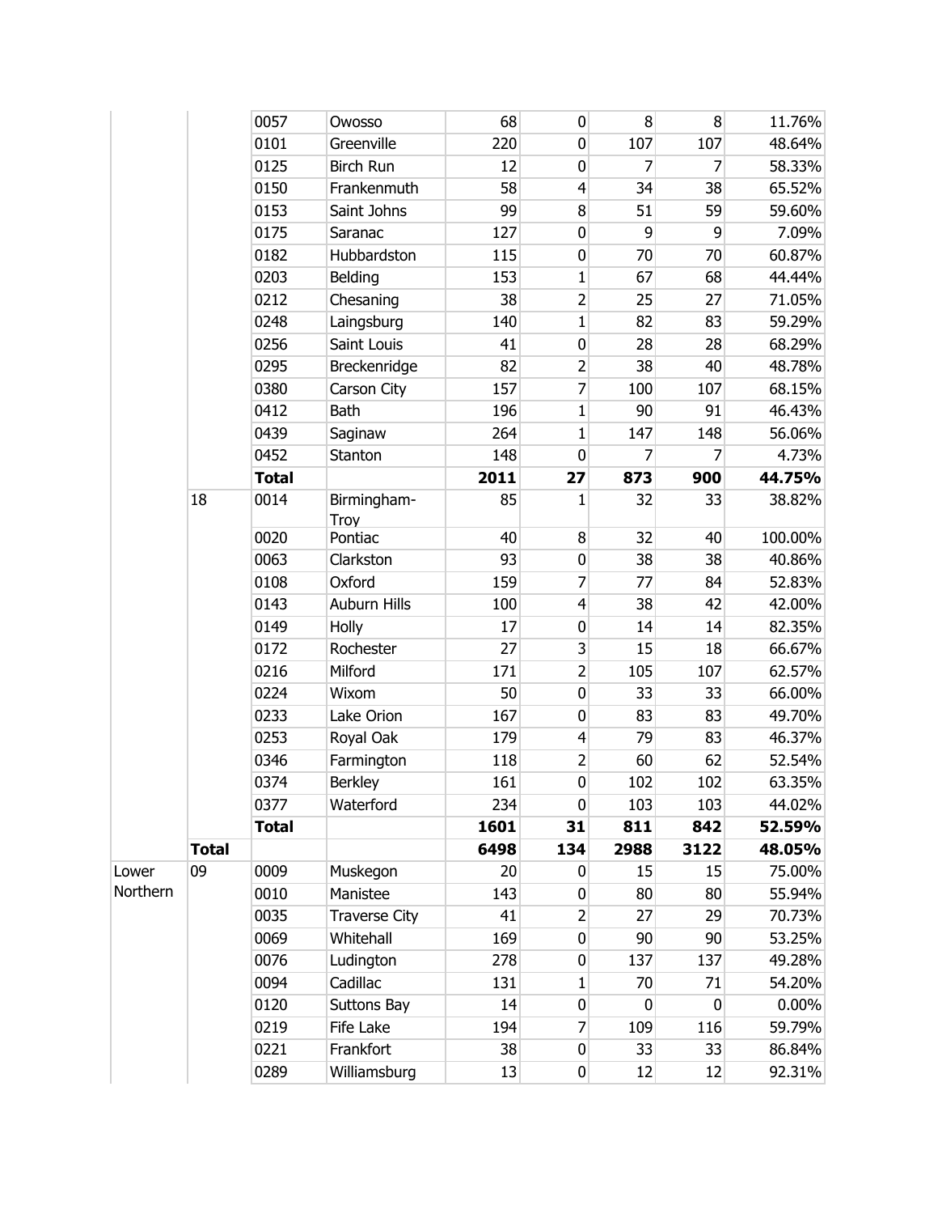| | | | | | | | | |
|---|---|---|---|---|---|---|---|---|
| | | 0057 | Owosso | 68 | 0 | 8 | 8 | 11.76% |
| | | 0101 | Greenville | 220 | 0 | 107 | 107 | 48.64% |
| | | 0125 | Birch Run | 12 | 0 | 7 | 7 | 58.33% |
| | | 0150 | Frankenmuth | 58 | 4 | 34 | 38 | 65.52% |
| | | 0153 | Saint Johns | 99 | 8 | 51 | 59 | 59.60% |
| | | 0175 | Saranac | 127 | 0 | 9 | 9 | 7.09% |
| | | 0182 | Hubbardston | 115 | 0 | 70 | 70 | 60.87% |
| | | 0203 | Belding | 153 | 1 | 67 | 68 | 44.44% |
| | | 0212 | Chesaning | 38 | 2 | 25 | 27 | 71.05% |
| | | 0248 | Laingsburg | 140 | 1 | 82 | 83 | 59.29% |
| | | 0256 | Saint Louis | 41 | 0 | 28 | 28 | 68.29% |
| | | 0295 | Breckenridge | 82 | 2 | 38 | 40 | 48.78% |
| | | 0380 | Carson City | 157 | 7 | 100 | 107 | 68.15% |
| | | 0412 | Bath | 196 | 1 | 90 | 91 | 46.43% |
| | | 0439 | Saginaw | 264 | 1 | 147 | 148 | 56.06% |
| | | 0452 | Stanton | 148 | 0 | 7 | 7 | 4.73% |
| | | **Total** | | **2011** | **27** | **873** | **900** | **44.75%** |
| | 18 | 0014 | Birmingham-Troy | 85 | 1 | 32 | 33 | 38.82% |
| | | 0020 | Pontiac | 40 | 8 | 32 | 40 | 100.00% |
| | | 0063 | Clarkston | 93 | 0 | 38 | 38 | 40.86% |
| | | 0108 | Oxford | 159 | 7 | 77 | 84 | 52.83% |
| | | 0143 | Auburn Hills | 100 | 4 | 38 | 42 | 42.00% |
| | | 0149 | Holly | 17 | 0 | 14 | 14 | 82.35% |
| | | 0172 | Rochester | 27 | 3 | 15 | 18 | 66.67% |
| | | 0216 | Milford | 171 | 2 | 105 | 107 | 62.57% |
| | | 0224 | Wixom | 50 | 0 | 33 | 33 | 66.00% |
| | | 0233 | Lake Orion | 167 | 0 | 83 | 83 | 49.70% |
| | | 0253 | Royal Oak | 179 | 4 | 79 | 83 | 46.37% |
| | | 0346 | Farmington | 118 | 2 | 60 | 62 | 52.54% |
| | | 0374 | Berkley | 161 | 0 | 102 | 102 | 63.35% |
| | | 0377 | Waterford | 234 | 0 | 103 | 103 | 44.02% |
| | | **Total** | | **1601** | **31** | **811** | **842** | **52.59%** |
| | **Total** | | | **6498** | **134** | **2988** | **3122** | **48.05%** |
| Lower Northern | 09 | 0009 | Muskegon | 20 | 0 | 15 | 15 | 75.00% |
| | | 0010 | Manistee | 143 | 0 | 80 | 80 | 55.94% |
| | | 0035 | Traverse City | 41 | 2 | 27 | 29 | 70.73% |
| | | 0069 | Whitehall | 169 | 0 | 90 | 90 | 53.25% |
| | | 0076 | Ludington | 278 | 0 | 137 | 137 | 49.28% |
| | | 0094 | Cadillac | 131 | 1 | 70 | 71 | 54.20% |
| | | 0120 | Suttons Bay | 14 | 0 | 0 | 0 | 0.00% |
| | | 0219 | Fife Lake | 194 | 7 | 109 | 116 | 59.79% |
| | | 0221 | Frankfort | 38 | 0 | 33 | 33 | 86.84% |
| | | 0289 | Williamsburg | 13 | 0 | 12 | 12 | 92.31% |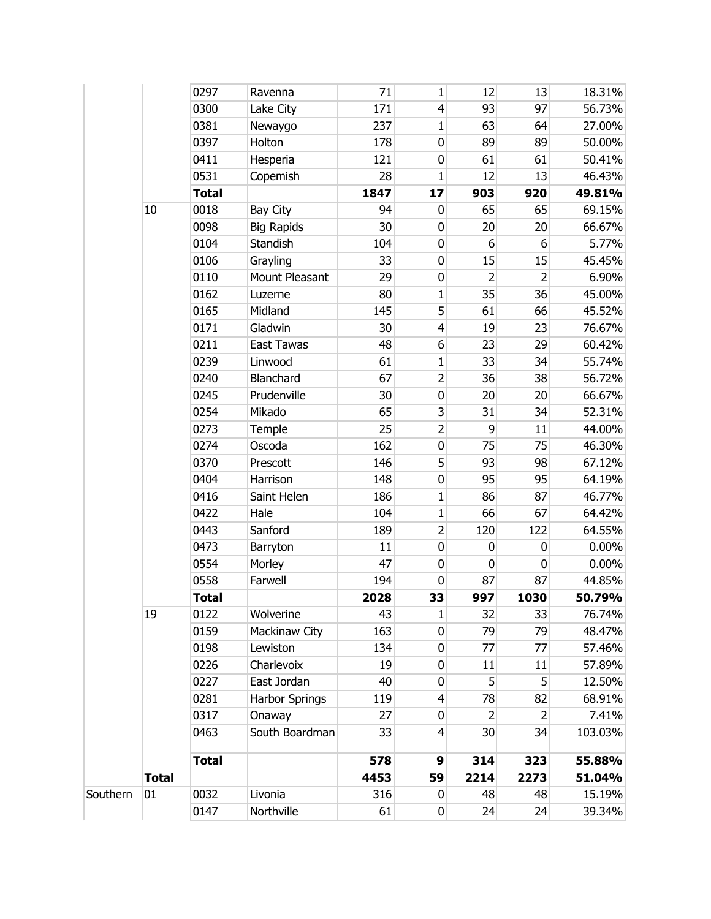|  |  |  |  |  |  |  |  |  |
|---|---|---|---|---|---|---|---|---|
|  |  | 0297 | Ravenna | 71 | 1 | 12 | 13 | 18.31% |
|  |  | 0300 | Lake City | 171 | 4 | 93 | 97 | 56.73% |
|  |  | 0381 | Newaygo | 237 | 1 | 63 | 64 | 27.00% |
|  |  | 0397 | Holton | 178 | 0 | 89 | 89 | 50.00% |
|  |  | 0411 | Hesperia | 121 | 0 | 61 | 61 | 50.41% |
|  |  | 0531 | Copemish | 28 | 1 | 12 | 13 | 46.43% |
|  |  | **Total** |  | **1847** | **17** | **903** | **920** | **49.81%** |
|  | 10 | 0018 | Bay City | 94 | 0 | 65 | 65 | 69.15% |
|  |  | 0098 | Big Rapids | 30 | 0 | 20 | 20 | 66.67% |
|  |  | 0104 | Standish | 104 | 0 | 6 | 6 | 5.77% |
|  |  | 0106 | Grayling | 33 | 0 | 15 | 15 | 45.45% |
|  |  | 0110 | Mount Pleasant | 29 | 0 | 2 | 2 | 6.90% |
|  |  | 0162 | Luzerne | 80 | 1 | 35 | 36 | 45.00% |
|  |  | 0165 | Midland | 145 | 5 | 61 | 66 | 45.52% |
|  |  | 0171 | Gladwin | 30 | 4 | 19 | 23 | 76.67% |
|  |  | 0211 | East Tawas | 48 | 6 | 23 | 29 | 60.42% |
|  |  | 0239 | Linwood | 61 | 1 | 33 | 34 | 55.74% |
|  |  | 0240 | Blanchard | 67 | 2 | 36 | 38 | 56.72% |
|  |  | 0245 | Prudenville | 30 | 0 | 20 | 20 | 66.67% |
|  |  | 0254 | Mikado | 65 | 3 | 31 | 34 | 52.31% |
|  |  | 0273 | Temple | 25 | 2 | 9 | 11 | 44.00% |
|  |  | 0274 | Oscoda | 162 | 0 | 75 | 75 | 46.30% |
|  |  | 0370 | Prescott | 146 | 5 | 93 | 98 | 67.12% |
|  |  | 0404 | Harrison | 148 | 0 | 95 | 95 | 64.19% |
|  |  | 0416 | Saint Helen | 186 | 1 | 86 | 87 | 46.77% |
|  |  | 0422 | Hale | 104 | 1 | 66 | 67 | 64.42% |
|  |  | 0443 | Sanford | 189 | 2 | 120 | 122 | 64.55% |
|  |  | 0473 | Barryton | 11 | 0 | 0 | 0 | 0.00% |
|  |  | 0554 | Morley | 47 | 0 | 0 | 0 | 0.00% |
|  |  | 0558 | Farwell | 194 | 0 | 87 | 87 | 44.85% |
|  |  | **Total** |  | **2028** | **33** | **997** | **1030** | **50.79%** |
|  | 19 | 0122 | Wolverine | 43 | 1 | 32 | 33 | 76.74% |
|  |  | 0159 | Mackinaw City | 163 | 0 | 79 | 79 | 48.47% |
|  |  | 0198 | Lewiston | 134 | 0 | 77 | 77 | 57.46% |
|  |  | 0226 | Charlevoix | 19 | 0 | 11 | 11 | 57.89% |
|  |  | 0227 | East Jordan | 40 | 0 | 5 | 5 | 12.50% |
|  |  | 0281 | Harbor Springs | 119 | 4 | 78 | 82 | 68.91% |
|  |  | 0317 | Onaway | 27 | 0 | 2 | 2 | 7.41% |
|  |  | 0463 | South Boardman | 33 | 4 | 30 | 34 | 103.03% |
|  |  | **Total** |  | **578** | **9** | **314** | **323** | **55.88%** |
|  | **Total** |  |  | **4453** | **59** | **2214** | **2273** | **51.04%** |
| Southern | 01 | 0032 | Livonia | 316 | 0 | 48 | 48 | 15.19% |
|  |  | 0147 | Northville | 61 | 0 | 24 | 24 | 39.34% |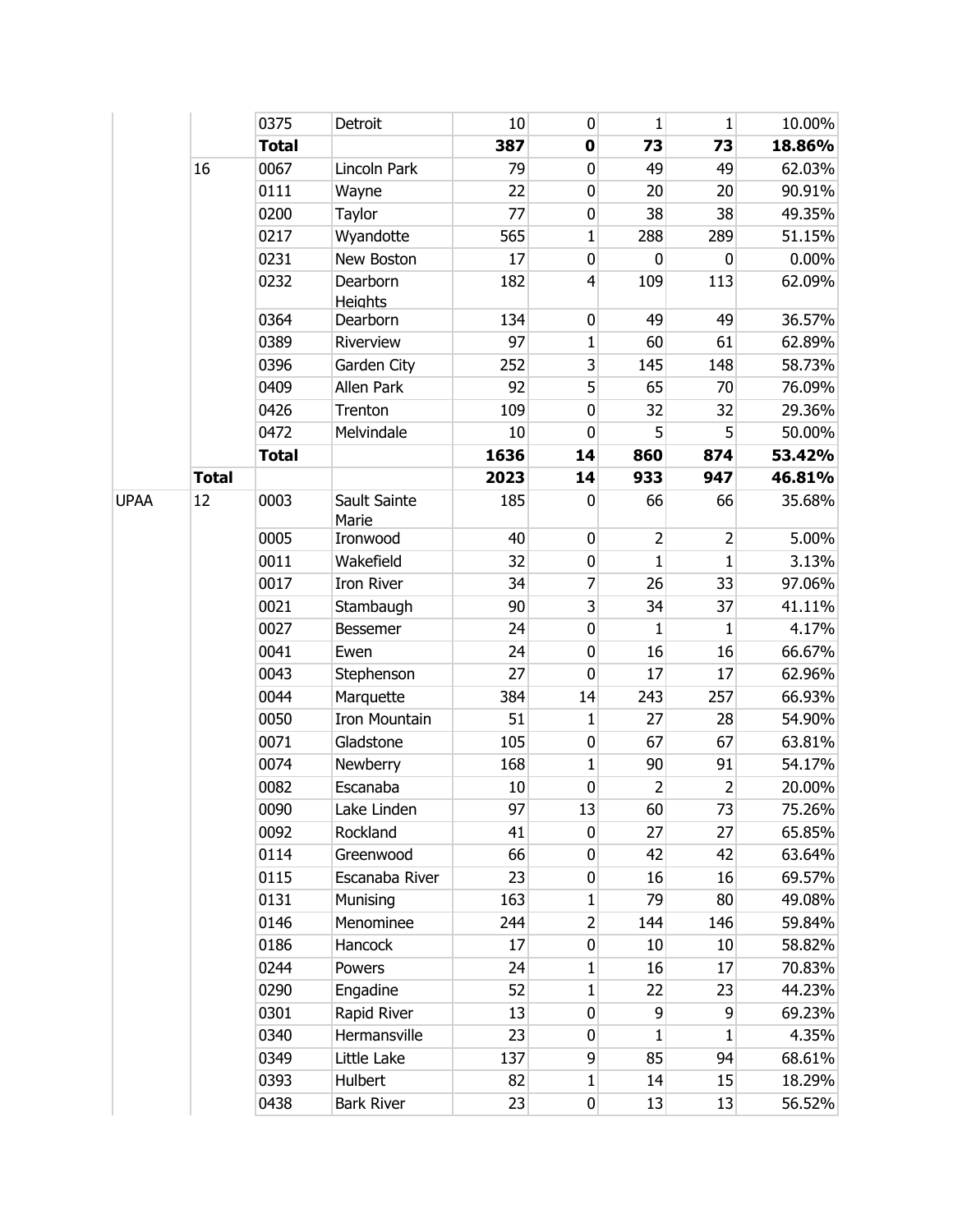|  |  |  |  |  |  |  |  |  |
|---|---|---|---|---|---|---|---|---|
|  |  | 0375 | Detroit | 10 | 0 | 1 | 1 | 10.00% |
|  |  | **Total** |  | **387** | **0** | **73** | **73** | **18.86%** |
|  | 16 | 0067 | Lincoln Park | 79 | 0 | 49 | 49 | 62.03% |
|  |  | 0111 | Wayne | 22 | 0 | 20 | 20 | 90.91% |
|  |  | 0200 | Taylor | 77 | 0 | 38 | 38 | 49.35% |
|  |  | 0217 | Wyandotte | 565 | 1 | 288 | 289 | 51.15% |
|  |  | 0231 | New Boston | 17 | 0 | 0 | 0 | 0.00% |
|  |  | 0232 | Dearborn Heights | 182 | 4 | 109 | 113 | 62.09% |
|  |  | 0364 | Dearborn | 134 | 0 | 49 | 49 | 36.57% |
|  |  | 0389 | Riverview | 97 | 1 | 60 | 61 | 62.89% |
|  |  | 0396 | Garden City | 252 | 3 | 145 | 148 | 58.73% |
|  |  | 0409 | Allen Park | 92 | 5 | 65 | 70 | 76.09% |
|  |  | 0426 | Trenton | 109 | 0 | 32 | 32 | 29.36% |
|  |  | 0472 | Melvindale | 10 | 0 | 5 | 5 | 50.00% |
|  |  | **Total** |  | **1636** | **14** | **860** | **874** | **53.42%** |
|  | **Total** |  |  | **2023** | **14** | **933** | **947** | **46.81%** |
| UPAA | 12 | 0003 | Sault Sainte Marie | 185 | 0 | 66 | 66 | 35.68% |
|  |  | 0005 | Ironwood | 40 | 0 | 2 | 2 | 5.00% |
|  |  | 0011 | Wakefield | 32 | 0 | 1 | 1 | 3.13% |
|  |  | 0017 | Iron River | 34 | 7 | 26 | 33 | 97.06% |
|  |  | 0021 | Stambaugh | 90 | 3 | 34 | 37 | 41.11% |
|  |  | 0027 | Bessemer | 24 | 0 | 1 | 1 | 4.17% |
|  |  | 0041 | Ewen | 24 | 0 | 16 | 16 | 66.67% |
|  |  | 0043 | Stephenson | 27 | 0 | 17 | 17 | 62.96% |
|  |  | 0044 | Marquette | 384 | 14 | 243 | 257 | 66.93% |
|  |  | 0050 | Iron Mountain | 51 | 1 | 27 | 28 | 54.90% |
|  |  | 0071 | Gladstone | 105 | 0 | 67 | 67 | 63.81% |
|  |  | 0074 | Newberry | 168 | 1 | 90 | 91 | 54.17% |
|  |  | 0082 | Escanaba | 10 | 0 | 2 | 2 | 20.00% |
|  |  | 0090 | Lake Linden | 97 | 13 | 60 | 73 | 75.26% |
|  |  | 0092 | Rockland | 41 | 0 | 27 | 27 | 65.85% |
|  |  | 0114 | Greenwood | 66 | 0 | 42 | 42 | 63.64% |
|  |  | 0115 | Escanaba River | 23 | 0 | 16 | 16 | 69.57% |
|  |  | 0131 | Munising | 163 | 1 | 79 | 80 | 49.08% |
|  |  | 0146 | Menominee | 244 | 2 | 144 | 146 | 59.84% |
|  |  | 0186 | Hancock | 17 | 0 | 10 | 10 | 58.82% |
|  |  | 0244 | Powers | 24 | 1 | 16 | 17 | 70.83% |
|  |  | 0290 | Engadine | 52 | 1 | 22 | 23 | 44.23% |
|  |  | 0301 | Rapid River | 13 | 0 | 9 | 9 | 69.23% |
|  |  | 0340 | Hermansville | 23 | 0 | 1 | 1 | 4.35% |
|  |  | 0349 | Little Lake | 137 | 9 | 85 | 94 | 68.61% |
|  |  | 0393 | Hulbert | 82 | 1 | 14 | 15 | 18.29% |
|  |  | 0438 | Bark River | 23 | 0 | 13 | 13 | 56.52% |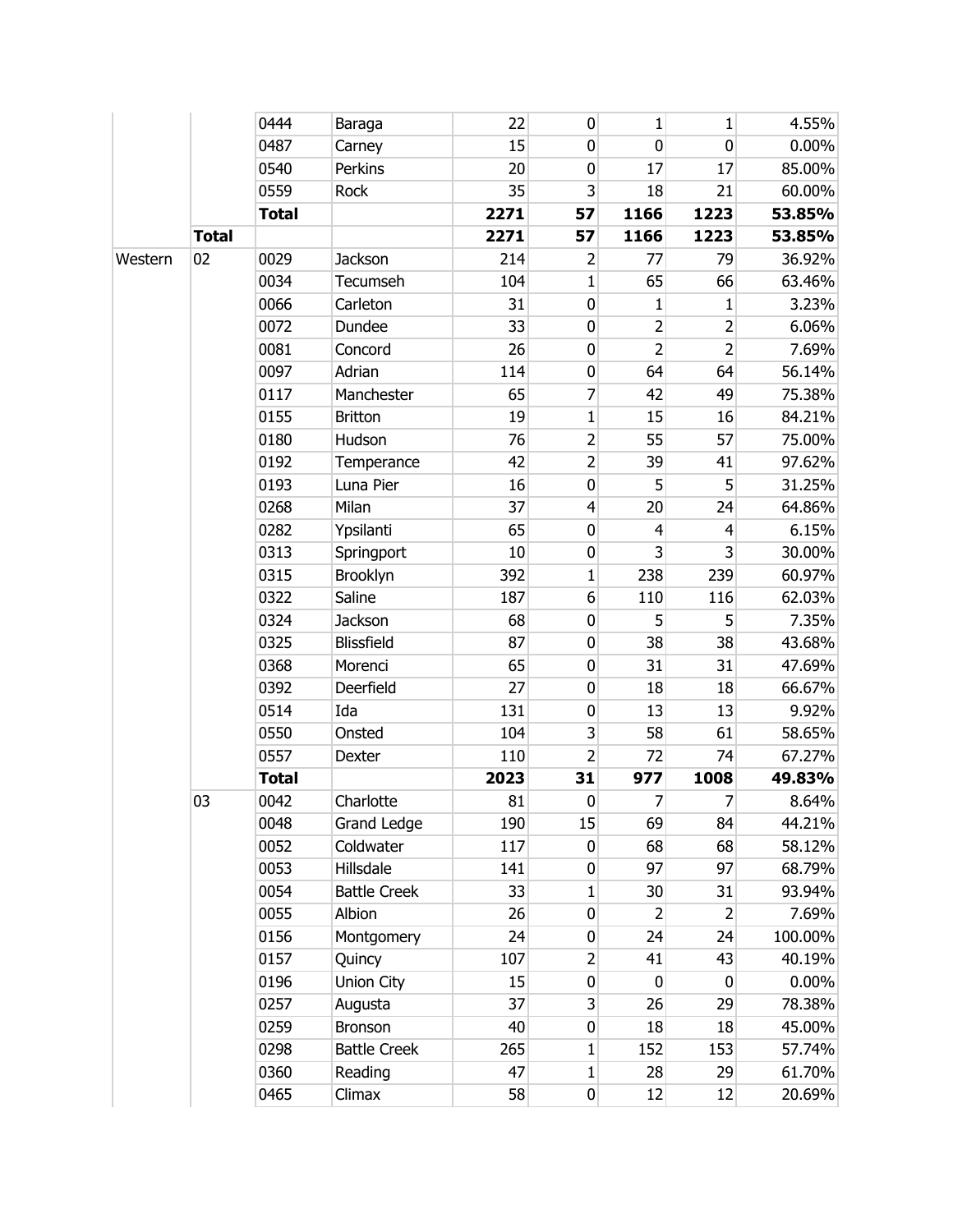| | | | | | | | | |
|---|---|---|---|---|---|---|---|---|
| | | 0444 | Baraga | 22 | 0 | 1 | 1 | 4.55% |
| | | 0487 | Carney | 15 | 0 | 0 | 0 | 0.00% |
| | | 0540 | Perkins | 20 | 0 | 17 | 17 | 85.00% |
| | | 0559 | Rock | 35 | 3 | 18 | 21 | 60.00% |
| | | **Total** | | **2271** | **57** | **1166** | **1223** | **53.85%** |
| | **Total** | | | **2271** | **57** | **1166** | **1223** | **53.85%** |
| Western | 02 | 0029 | Jackson | 214 | 2 | 77 | 79 | 36.92% |
| | | 0034 | Tecumseh | 104 | 1 | 65 | 66 | 63.46% |
| | | 0066 | Carleton | 31 | 0 | 1 | 1 | 3.23% |
| | | 0072 | Dundee | 33 | 0 | 2 | 2 | 6.06% |
| | | 0081 | Concord | 26 | 0 | 2 | 2 | 7.69% |
| | | 0097 | Adrian | 114 | 0 | 64 | 64 | 56.14% |
| | | 0117 | Manchester | 65 | 7 | 42 | 49 | 75.38% |
| | | 0155 | Britton | 19 | 1 | 15 | 16 | 84.21% |
| | | 0180 | Hudson | 76 | 2 | 55 | 57 | 75.00% |
| | | 0192 | Temperance | 42 | 2 | 39 | 41 | 97.62% |
| | | 0193 | Luna Pier | 16 | 0 | 5 | 5 | 31.25% |
| | | 0268 | Milan | 37 | 4 | 20 | 24 | 64.86% |
| | | 0282 | Ypsilanti | 65 | 0 | 4 | 4 | 6.15% |
| | | 0313 | Springport | 10 | 0 | 3 | 3 | 30.00% |
| | | 0315 | Brooklyn | 392 | 1 | 238 | 239 | 60.97% |
| | | 0322 | Saline | 187 | 6 | 110 | 116 | 62.03% |
| | | 0324 | Jackson | 68 | 0 | 5 | 5 | 7.35% |
| | | 0325 | Blissfield | 87 | 0 | 38 | 38 | 43.68% |
| | | 0368 | Morenci | 65 | 0 | 31 | 31 | 47.69% |
| | | 0392 | Deerfield | 27 | 0 | 18 | 18 | 66.67% |
| | | 0514 | Ida | 131 | 0 | 13 | 13 | 9.92% |
| | | 0550 | Onsted | 104 | 3 | 58 | 61 | 58.65% |
| | | 0557 | Dexter | 110 | 2 | 72 | 74 | 67.27% |
| | | **Total** | | **2023** | **31** | **977** | **1008** | **49.83%** |
| | 03 | 0042 | Charlotte | 81 | 0 | 7 | 7 | 8.64% |
| | | 0048 | Grand Ledge | 190 | 15 | 69 | 84 | 44.21% |
| | | 0052 | Coldwater | 117 | 0 | 68 | 68 | 58.12% |
| | | 0053 | Hillsdale | 141 | 0 | 97 | 97 | 68.79% |
| | | 0054 | Battle Creek | 33 | 1 | 30 | 31 | 93.94% |
| | | 0055 | Albion | 26 | 0 | 2 | 2 | 7.69% |
| | | 0156 | Montgomery | 24 | 0 | 24 | 24 | 100.00% |
| | | 0157 | Quincy | 107 | 2 | 41 | 43 | 40.19% |
| | | 0196 | Union City | 15 | 0 | 0 | 0 | 0.00% |
| | | 0257 | Augusta | 37 | 3 | 26 | 29 | 78.38% |
| | | 0259 | Bronson | 40 | 0 | 18 | 18 | 45.00% |
| | | 0298 | Battle Creek | 265 | 1 | 152 | 153 | 57.74% |
| | | 0360 | Reading | 47 | 1 | 28 | 29 | 61.70% |
| | | 0465 | Climax | 58 | 0 | 12 | 12 | 20.69% |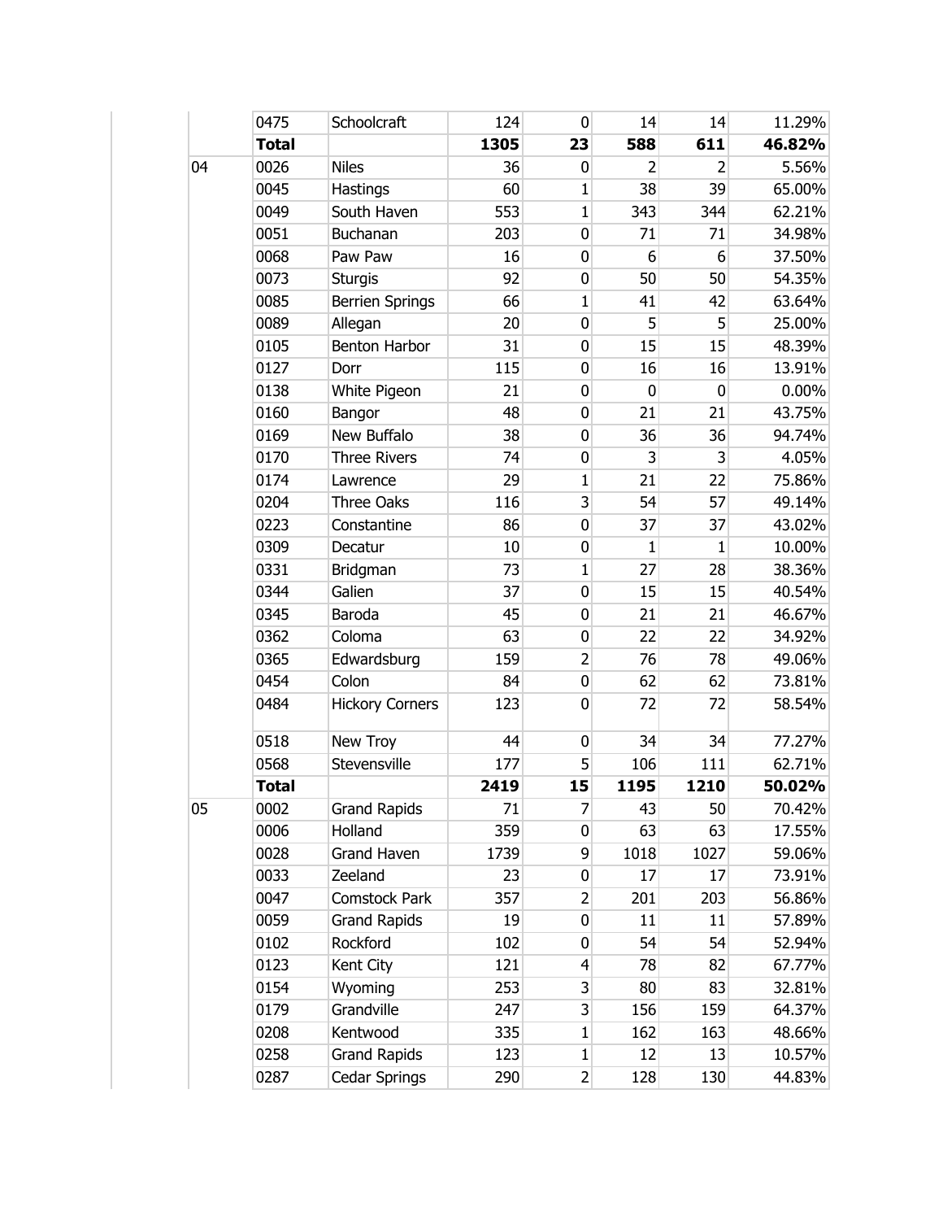|  | 0475 | Schoolcraft | 124 | 0 | 14 | 14 | 11.29% |
|---|---|---|---|---|---|---|---|
|  | **Total** |  | **1305** | **23** | **588** | **611** | **46.82%** |
| 04 | 0026 | Niles | 36 | 0 | 2 | 2 | 5.56% |
|  | 0045 | Hastings | 60 | 1 | 38 | 39 | 65.00% |
|  | 0049 | South Haven | 553 | 1 | 343 | 344 | 62.21% |
|  | 0051 | Buchanan | 203 | 0 | 71 | 71 | 34.98% |
|  | 0068 | Paw Paw | 16 | 0 | 6 | 6 | 37.50% |
|  | 0073 | Sturgis | 92 | 0 | 50 | 50 | 54.35% |
|  | 0085 | Berrien Springs | 66 | 1 | 41 | 42 | 63.64% |
|  | 0089 | Allegan | 20 | 0 | 5 | 5 | 25.00% |
|  | 0105 | Benton Harbor | 31 | 0 | 15 | 15 | 48.39% |
|  | 0127 | Dorr | 115 | 0 | 16 | 16 | 13.91% |
|  | 0138 | White Pigeon | 21 | 0 | 0 | 0 | 0.00% |
|  | 0160 | Bangor | 48 | 0 | 21 | 21 | 43.75% |
|  | 0169 | New Buffalo | 38 | 0 | 36 | 36 | 94.74% |
|  | 0170 | Three Rivers | 74 | 0 | 3 | 3 | 4.05% |
|  | 0174 | Lawrence | 29 | 1 | 21 | 22 | 75.86% |
|  | 0204 | Three Oaks | 116 | 3 | 54 | 57 | 49.14% |
|  | 0223 | Constantine | 86 | 0 | 37 | 37 | 43.02% |
|  | 0309 | Decatur | 10 | 0 | 1 | 1 | 10.00% |
|  | 0331 | Bridgman | 73 | 1 | 27 | 28 | 38.36% |
|  | 0344 | Galien | 37 | 0 | 15 | 15 | 40.54% |
|  | 0345 | Baroda | 45 | 0 | 21 | 21 | 46.67% |
|  | 0362 | Coloma | 63 | 0 | 22 | 22 | 34.92% |
|  | 0365 | Edwardsburg | 159 | 2 | 76 | 78 | 49.06% |
|  | 0454 | Colon | 84 | 0 | 62 | 62 | 73.81% |
|  | 0484 | Hickory Corners | 123 | 0 | 72 | 72 | 58.54% |
|  | 0518 | New Troy | 44 | 0 | 34 | 34 | 77.27% |
|  | 0568 | Stevensville | 177 | 5 | 106 | 111 | 62.71% |
|  | **Total** |  | **2419** | **15** | **1195** | **1210** | **50.02%** |
| 05 | 0002 | Grand Rapids | 71 | 7 | 43 | 50 | 70.42% |
|  | 0006 | Holland | 359 | 0 | 63 | 63 | 17.55% |
|  | 0028 | Grand Haven | 1739 | 9 | 1018 | 1027 | 59.06% |
|  | 0033 | Zeeland | 23 | 0 | 17 | 17 | 73.91% |
|  | 0047 | Comstock Park | 357 | 2 | 201 | 203 | 56.86% |
|  | 0059 | Grand Rapids | 19 | 0 | 11 | 11 | 57.89% |
|  | 0102 | Rockford | 102 | 0 | 54 | 54 | 52.94% |
|  | 0123 | Kent City | 121 | 4 | 78 | 82 | 67.77% |
|  | 0154 | Wyoming | 253 | 3 | 80 | 83 | 32.81% |
|  | 0179 | Grandville | 247 | 3 | 156 | 159 | 64.37% |
|  | 0208 | Kentwood | 335 | 1 | 162 | 163 | 48.66% |
|  | 0258 | Grand Rapids | 123 | 1 | 12 | 13 | 10.57% |
|  | 0287 | Cedar Springs | 290 | 2 | 128 | 130 | 44.83% |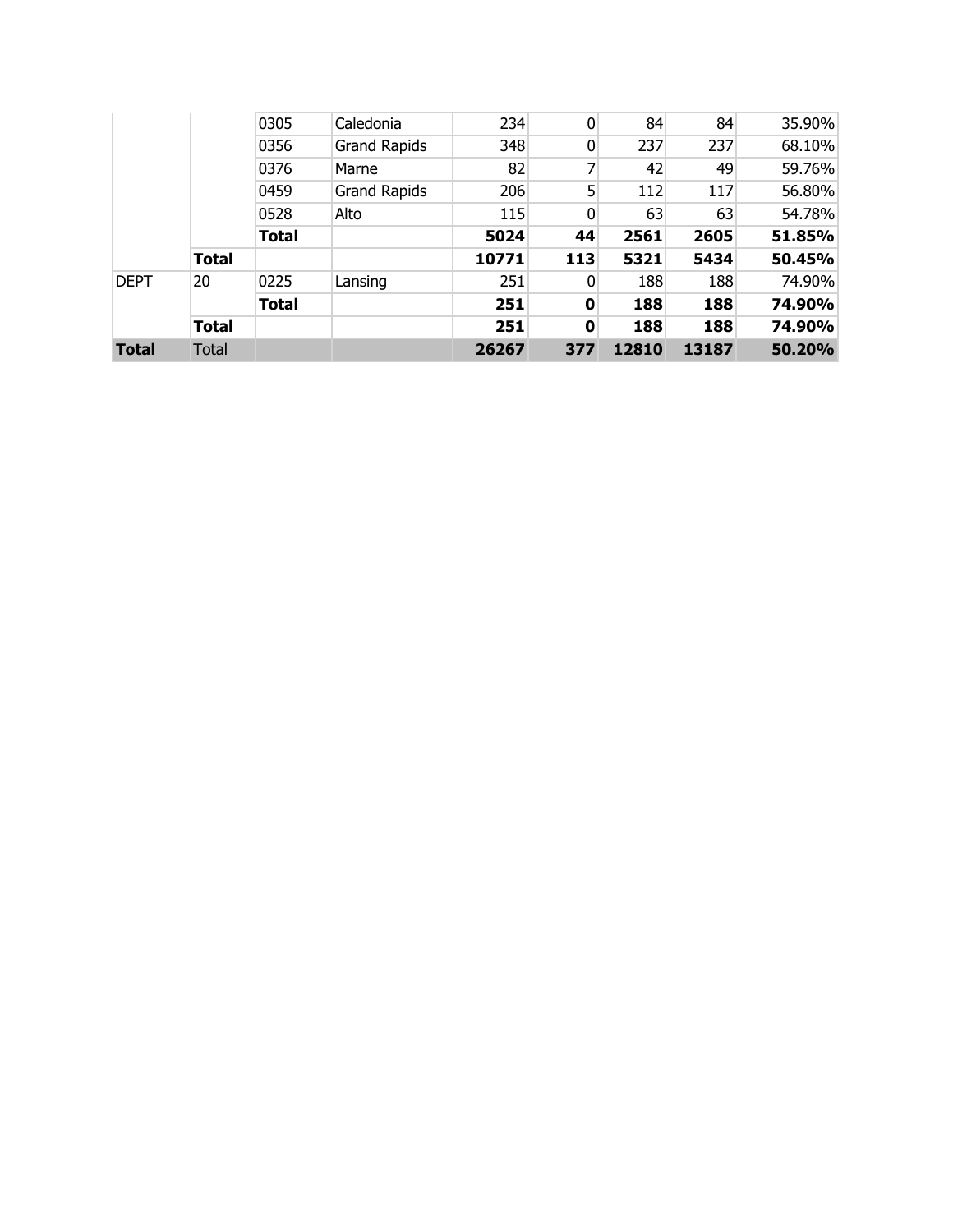| | | | | | | | | |
|---|---|---|---|---|---|---|---|---|
| | | 0305 | Caledonia | 234 | 0 | 84 | 84 | 35.90% |
| | | 0356 | Grand Rapids | 348 | 0 | 237 | 237 | 68.10% |
| | | 0376 | Marne | 82 | 7 | 42 | 49 | 59.76% |
| | | 0459 | Grand Rapids | 206 | 5 | 112 | 117 | 56.80% |
| | | 0528 | Alto | 115 | 0 | 63 | 63 | 54.78% |
| | | **Total** | | **5024** | **44** | **2561** | **2605** | **51.85%** |
| | **Total** | | | **10771** | **113** | **5321** | **5434** | **50.45%** |
| DEPT | 20 | 0225 | Lansing | 251 | 0 | 188 | 188 | 74.90% |
| | | **Total** | | **251** | **0** | **188** | **188** | **74.90%** |
| | **Total** | | | **251** | **0** | **188** | **188** | **74.90%** |
| **Total** | Total | | | **26267** | **377** | **12810** | **13187** | **50.20%** |